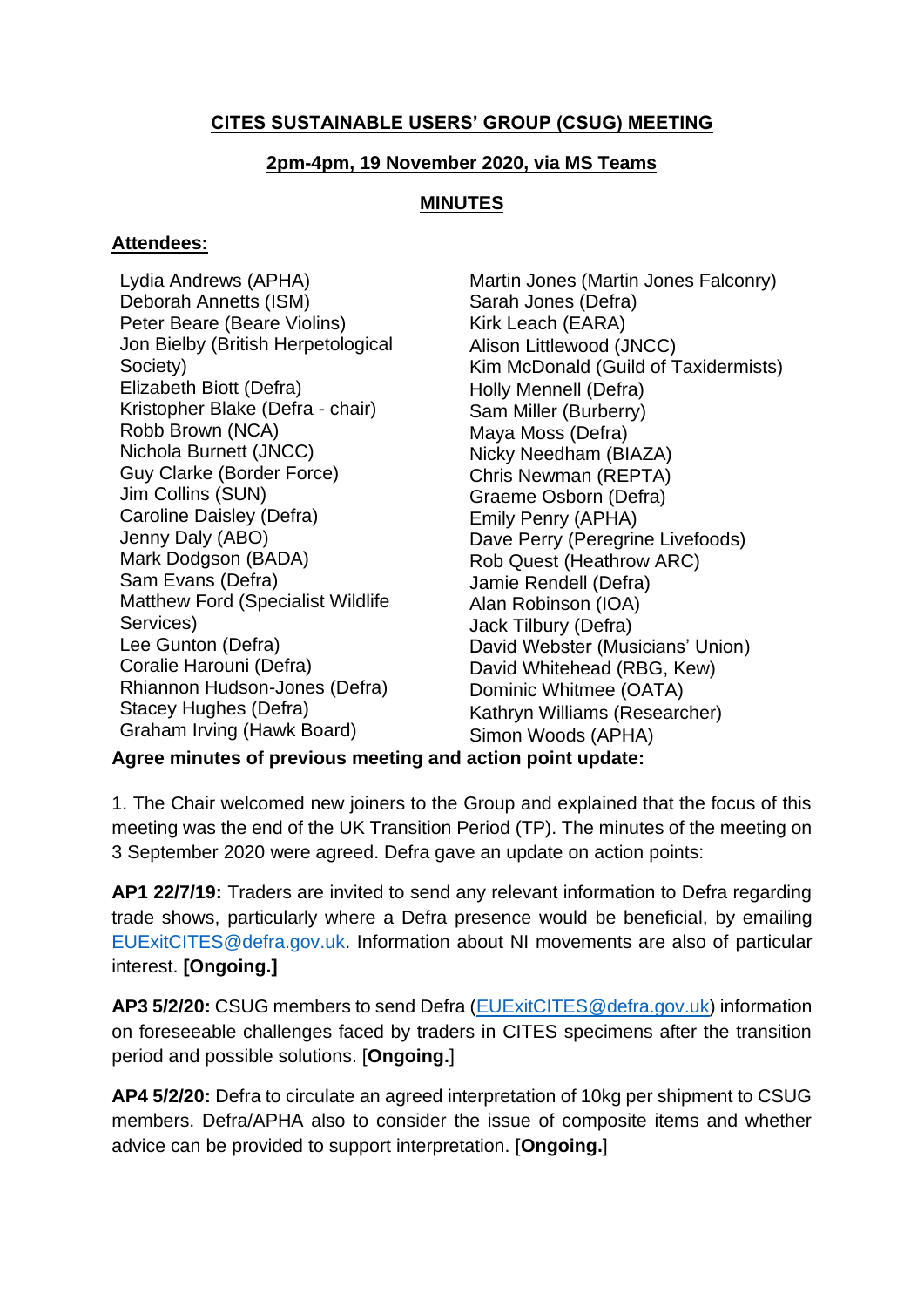**CITES SUSTAINABLE USERS' GROUP (CSUG) MEETING**

**2pm-4pm, 19 November 2020, via MS Teams**

**MINUTES**

**Attendees:**

Lydia Andrews (APHA)
Deborah Annetts (ISM)
Peter Beare (Beare Violins)
Jon Bielby (British Herpetological Society)
Elizabeth Biott (Defra)
Kristopher Blake (Defra - chair)
Robb Brown (NCA)
Nichola Burnett (JNCC)
Guy Clarke (Border Force)
Jim Collins (SUN)
Caroline Daisley (Defra)
Jenny Daly (ABO)
Mark Dodgson (BADA)
Sam Evans (Defra)
Matthew Ford (Specialist Wildlife Services)
Lee Gunton (Defra)
Coralie Harouni (Defra)
Rhiannon Hudson-Jones (Defra)
Stacey Hughes (Defra)
Graham Irving (Hawk Board)
Martin Jones (Martin Jones Falconry)
Sarah Jones (Defra)
Kirk Leach (EARA)
Alison Littlewood (JNCC)
Kim McDonald (Guild of Taxidermists)
Holly Mennell (Defra)
Sam Miller (Burberry)
Maya Moss (Defra)
Nicky Needham (BIAZA)
Chris Newman (REPTA)
Graeme Osborn (Defra)
Emily Penry (APHA)
Dave Perry (Peregrine Livefoods)
Rob Quest (Heathrow ARC)
Jamie Rendell (Defra)
Alan Robinson (IOA)
Jack Tilbury (Defra)
David Webster (Musicians' Union)
David Whitehead (RBG, Kew)
Dominic Whitmee (OATA)
Kathryn Williams (Researcher)
Simon Woods (APHA)

**Agree minutes of previous meeting and action point update:**

1. The Chair welcomed new joiners to the Group and explained that the focus of this meeting was the end of the UK Transition Period (TP). The minutes of the meeting on 3 September 2020 were agreed. Defra gave an update on action points:

**AP1 22/7/19:** Traders are invited to send any relevant information to Defra regarding trade shows, particularly where a Defra presence would be beneficial, by emailing EUExitCITES@defra.gov.uk. Information about NI movements are also of particular interest. **[Ongoing.]**

**AP3 5/2/20:** CSUG members to send Defra (EUExitCITES@defra.gov.uk) information on foreseeable challenges faced by traders in CITES specimens after the transition period and possible solutions. [**Ongoing.**]

**AP4 5/2/20:** Defra to circulate an agreed interpretation of 10kg per shipment to CSUG members. Defra/APHA also to consider the issue of composite items and whether advice can be provided to support interpretation. [**Ongoing.**]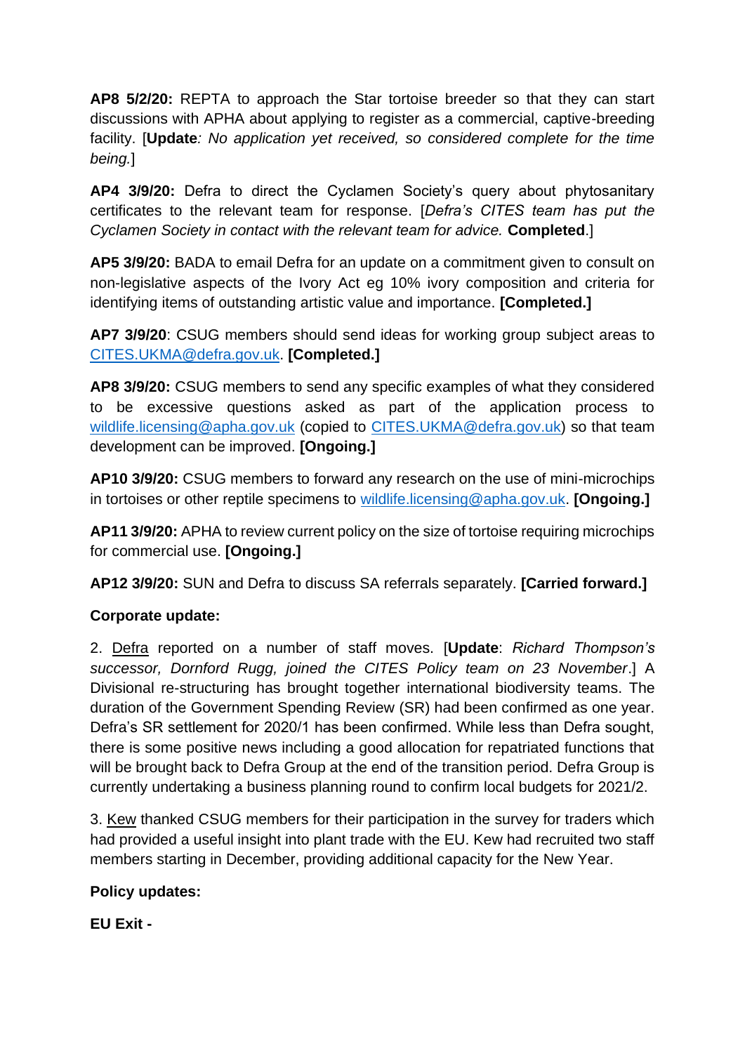**AP8 5/2/20:** REPTA to approach the Star tortoise breeder so that they can start discussions with APHA about applying to register as a commercial, captive-breeding facility. [**Update***: No application yet received, so considered complete for the time being.*]

**AP4 3/9/20:** Defra to direct the Cyclamen Society's query about phytosanitary certificates to the relevant team for response. [*Defra's CITES team has put the Cyclamen Society in contact with the relevant team for advice.* **Completed**.]

**AP5 3/9/20:** BADA to email Defra for an update on a commitment given to consult on non-legislative aspects of the Ivory Act eg 10% ivory composition and criteria for identifying items of outstanding artistic value and importance. **[Completed.]**

**AP7 3/9/20**: CSUG members should send ideas for working group subject areas to CITES.UKMA@defra.gov.uk. **[Completed.]**

**AP8 3/9/20:** CSUG members to send any specific examples of what they considered to be excessive questions asked as part of the application process to wildlife.licensing@apha.gov.uk (copied to CITES.UKMA@defra.gov.uk) so that team development can be improved. **[Ongoing.]**

**AP10 3/9/20:** CSUG members to forward any research on the use of mini-microchips in tortoises or other reptile specimens to wildlife.licensing@apha.gov.uk. **[Ongoing.]**

**AP11 3/9/20:** APHA to review current policy on the size of tortoise requiring microchips for commercial use. **[Ongoing.]**

**AP12 3/9/20:** SUN and Defra to discuss SA referrals separately. **[Carried forward.]**

**Corporate update:**

2. Defra reported on a number of staff moves. [**Update**: *Richard Thompson's successor, Dornford Rugg, joined the CITES Policy team on 23 November*.] A Divisional re-structuring has brought together international biodiversity teams. The duration of the Government Spending Review (SR) had been confirmed as one year. Defra's SR settlement for 2020/1 has been confirmed. While less than Defra sought, there is some positive news including a good allocation for repatriated functions that will be brought back to Defra Group at the end of the transition period. Defra Group is currently undertaking a business planning round to confirm local budgets for 2021/2.

3. Kew thanked CSUG members for their participation in the survey for traders which had provided a useful insight into plant trade with the EU. Kew had recruited two staff members starting in December, providing additional capacity for the New Year.

**Policy updates:**

**EU Exit -**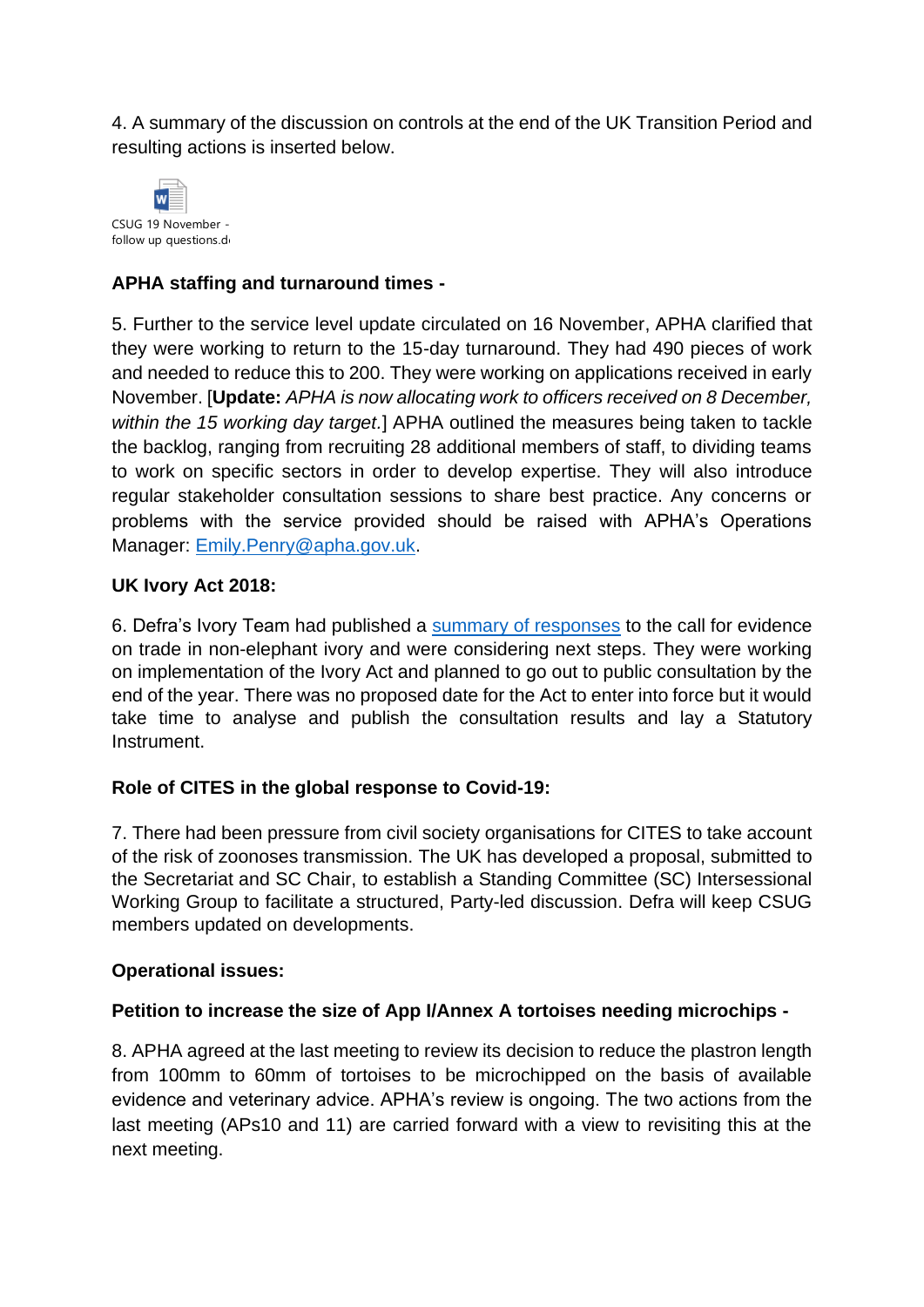4. A summary of the discussion on controls at the end of the UK Transition Period and resulting actions is inserted below.

CSUG 19 November - follow up questions.d

**APHA staffing and turnaround times -**

5. Further to the service level update circulated on 16 November, APHA clarified that they were working to return to the 15-day turnaround. They had 490 pieces of work and needed to reduce this to 200. They were working on applications received in early November. [**Update:** *APHA is now allocating work to officers received on 8 December, within the 15 working day target.*] APHA outlined the measures being taken to tackle the backlog, ranging from recruiting 28 additional members of staff, to dividing teams to work on specific sectors in order to develop expertise. They will also introduce regular stakeholder consultation sessions to share best practice. Any concerns or problems with the service provided should be raised with APHA's Operations Manager: Emily.Penry@apha.gov.uk.

**UK Ivory Act 2018:**

6. Defra's Ivory Team had published a summary of responses to the call for evidence on trade in non-elephant ivory and were considering next steps. They were working on implementation of the Ivory Act and planned to go out to public consultation by the end of the year. There was no proposed date for the Act to enter into force but it would take time to analyse and publish the consultation results and lay a Statutory Instrument.

**Role of CITES in the global response to Covid-19:**

7. There had been pressure from civil society organisations for CITES to take account of the risk of zoonoses transmission. The UK has developed a proposal, submitted to the Secretariat and SC Chair, to establish a Standing Committee (SC) Intersessional Working Group to facilitate a structured, Party-led discussion. Defra will keep CSUG members updated on developments.

**Operational issues:**

**Petition to increase the size of App I/Annex A tortoises needing microchips -**

8. APHA agreed at the last meeting to review its decision to reduce the plastron length from 100mm to 60mm of tortoises to be microchipped on the basis of available evidence and veterinary advice. APHA's review is ongoing. The two actions from the last meeting (APs10 and 11) are carried forward with a view to revisiting this at the next meeting.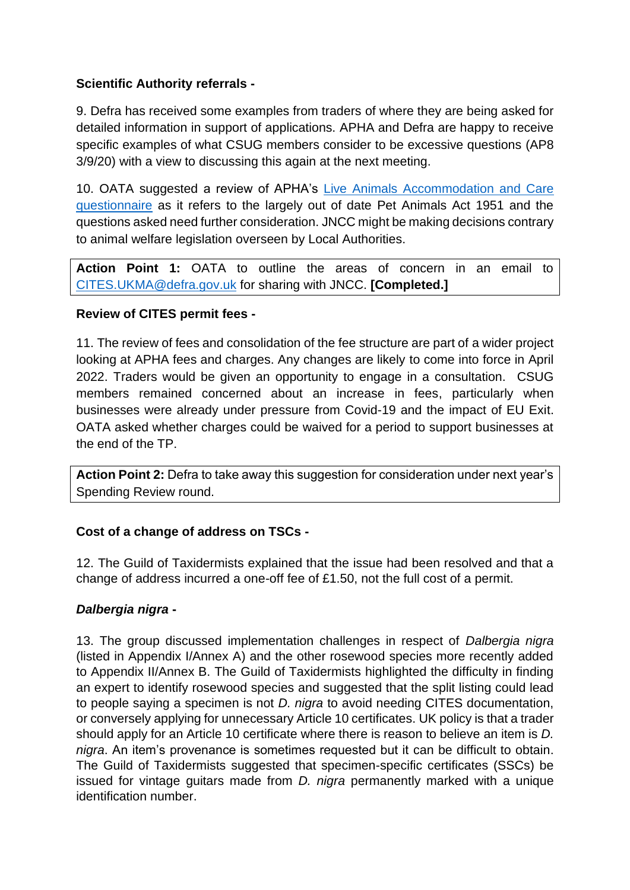**Scientific Authority referrals -**

9. Defra has received some examples from traders of where they are being asked for detailed information in support of applications. APHA and Defra are happy to receive specific examples of what CSUG members consider to be excessive questions (AP8 3/9/20) with a view to discussing this again at the next meeting.

10. OATA suggested a review of APHA's [Live Animals Accommodation and Care questionnaire]() as it refers to the largely out of date Pet Animals Act 1951 and the questions asked need further consideration. JNCC might be making decisions contrary to animal welfare legislation overseen by Local Authorities.

> **Action Point 1:** OATA to outline the areas of concern in an email to CITES.UKMA@defra.gov.uk for sharing with JNCC. **[Completed.]**

**Review of CITES permit fees -**

11. The review of fees and consolidation of the fee structure are part of a wider project looking at APHA fees and charges. Any changes are likely to come into force in April 2022. Traders would be given an opportunity to engage in a consultation. CSUG members remained concerned about an increase in fees, particularly when businesses were already under pressure from Covid-19 and the impact of EU Exit. OATA asked whether charges could be waived for a period to support businesses at the end of the TP.

> **Action Point 2:** Defra to take away this suggestion for consideration under next year's Spending Review round.

**Cost of a change of address on TSCs -**

12. The Guild of Taxidermists explained that the issue had been resolved and that a change of address incurred a one-off fee of £1.50, not the full cost of a permit.

***Dalbergia nigra* -**

13. The group discussed implementation challenges in respect of *Dalbergia nigra* (listed in Appendix I/Annex A) and the other rosewood species more recently added to Appendix II/Annex B. The Guild of Taxidermists highlighted the difficulty in finding an expert to identify rosewood species and suggested that the split listing could lead to people saying a specimen is not *D. nigra* to avoid needing CITES documentation, or conversely applying for unnecessary Article 10 certificates. UK policy is that a trader should apply for an Article 10 certificate where there is reason to believe an item is *D. nigra*. An item's provenance is sometimes requested but it can be difficult to obtain. The Guild of Taxidermists suggested that specimen-specific certificates (SSCs) be issued for vintage guitars made from *D. nigra* permanently marked with a unique identification number.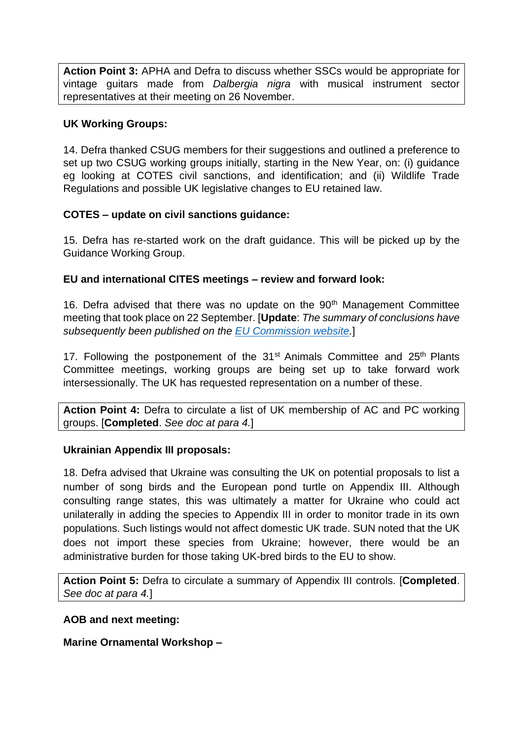**Action Point 3:** APHA and Defra to discuss whether SSCs would be appropriate for vintage guitars made from *Dalbergia nigra* with musical instrument sector representatives at their meeting on 26 November.

**UK Working Groups:**

14. Defra thanked CSUG members for their suggestions and outlined a preference to set up two CSUG working groups initially, starting in the New Year, on: (i) guidance eg looking at COTES civil sanctions, and identification; and (ii) Wildlife Trade Regulations and possible UK legislative changes to EU retained law.

**COTES – update on civil sanctions guidance:**

15. Defra has re-started work on the draft guidance. This will be picked up by the Guidance Working Group.

**EU and international CITES meetings – review and forward look:**

16. Defra advised that there was no update on the 90th Management Committee meeting that took place on 22 September. [**Update**: *The summary of conclusions have subsequently been published on the EU Commission website.*]

17. Following the postponement of the 31st Animals Committee and 25th Plants Committee meetings, working groups are being set up to take forward work intersessionally. The UK has requested representation on a number of these.

**Action Point 4:** Defra to circulate a list of UK membership of AC and PC working groups. [**Completed**. *See doc at para 4.*]

**Ukrainian Appendix III proposals:**

18. Defra advised that Ukraine was consulting the UK on potential proposals to list a number of song birds and the European pond turtle on Appendix III. Although consulting range states, this was ultimately a matter for Ukraine who could act unilaterally in adding the species to Appendix III in order to monitor trade in its own populations. Such listings would not affect domestic UK trade. SUN noted that the UK does not import these species from Ukraine; however, there would be an administrative burden for those taking UK-bred birds to the EU to show.

**Action Point 5:** Defra to circulate a summary of Appendix III controls. [**Completed**. *See doc at para 4.*]

**AOB and next meeting:**

**Marine Ornamental Workshop –**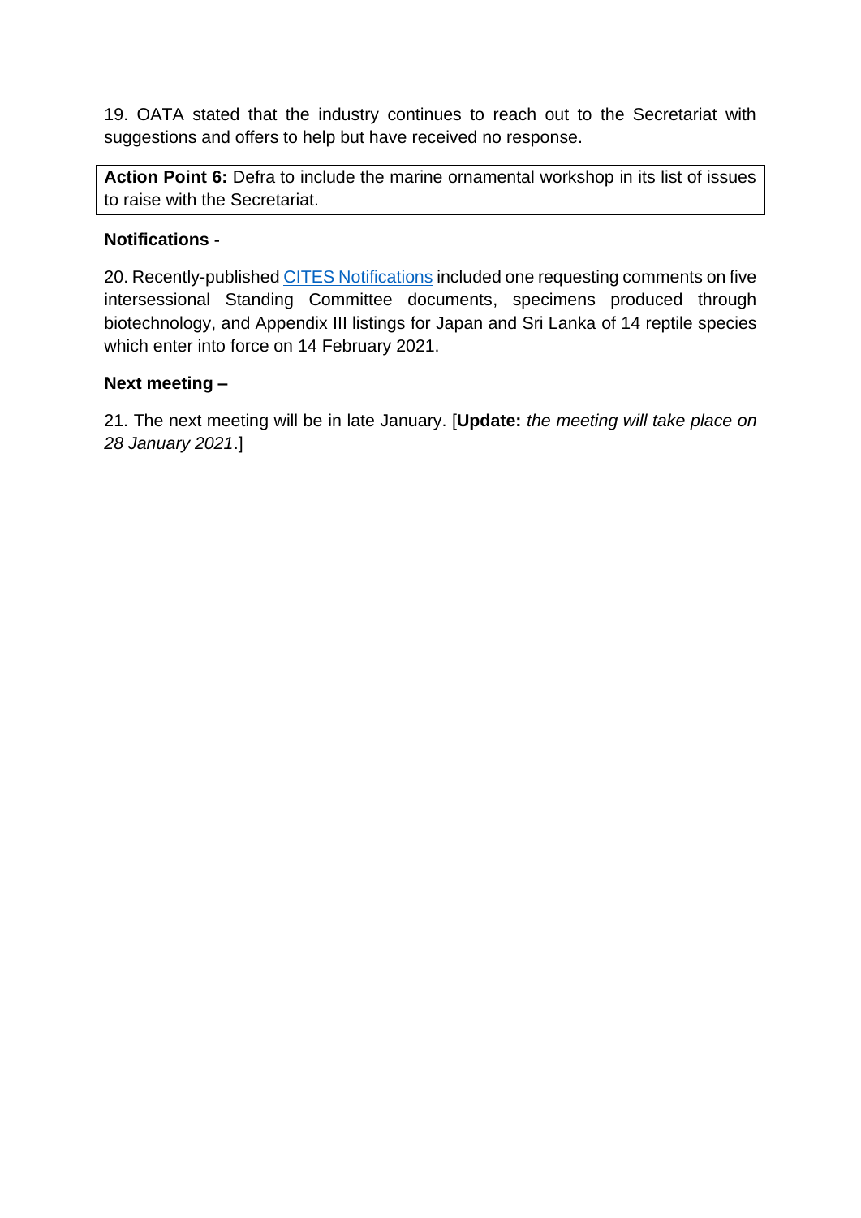19. OATA stated that the industry continues to reach out to the Secretariat with suggestions and offers to help but have received no response.

**Action Point 6:** Defra to include the marine ornamental workshop in its list of issues to raise with the Secretariat.

**Notifications -**

20. Recently-published CITES Notifications included one requesting comments on five intersessional Standing Committee documents, specimens produced through biotechnology, and Appendix III listings for Japan and Sri Lanka of 14 reptile species which enter into force on 14 February 2021.

**Next meeting –**

21. The next meeting will be in late January. [**Update:** *the meeting will take place on 28 January 2021*.]